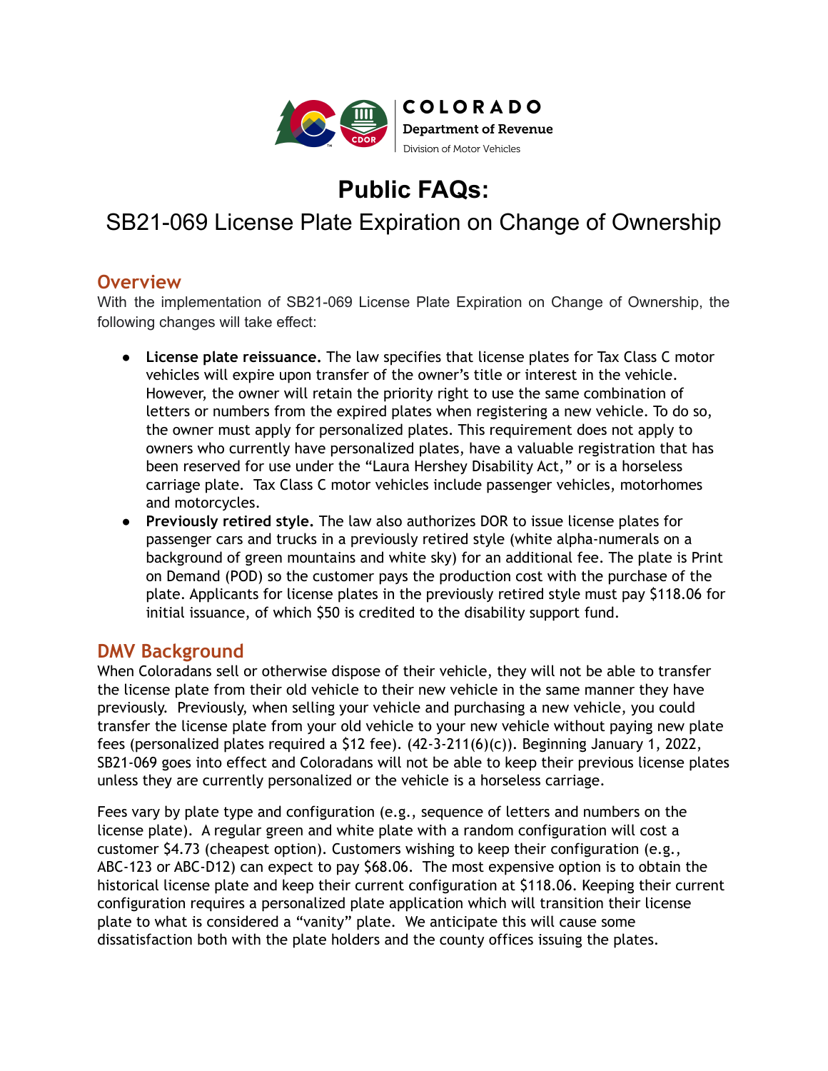COLORADO
Department of Revenue
Division of Motor Vehicles

# Public FAQs:

## SB21-069 License Plate Expiration on Change of Ownership

## Overview

With the implementation of SB21-069 License Plate Expiration on Change of Ownership, the following changes will take effect:

- **License plate reissuance.** The law specifies that license plates for Tax Class C motor vehicles will expire upon transfer of the owner's title or interest in the vehicle. However, the owner will retain the priority right to use the same combination of letters or numbers from the expired plates when registering a new vehicle. To do so, the owner must apply for personalized plates. This requirement does not apply to owners who currently have personalized plates, have a valuable registration that has been reserved for use under the "Laura Hershey Disability Act," or is a horseless carriage plate. Tax Class C motor vehicles include passenger vehicles, motorhomes and motorcycles.
- **Previously retired style.** The law also authorizes DOR to issue license plates for passenger cars and trucks in a previously retired style (white alpha-numerals on a background of green mountains and white sky) for an additional fee. The plate is Print on Demand (POD) so the customer pays the production cost with the purchase of the plate. Applicants for license plates in the previously retired style must pay $118.06 for initial issuance, of which $50 is credited to the disability support fund.

## DMV Background

When Coloradans sell or otherwise dispose of their vehicle, they will not be able to transfer the license plate from their old vehicle to their new vehicle in the same manner they have previously. Previously, when selling your vehicle and purchasing a new vehicle, you could transfer the license plate from your old vehicle to your new vehicle without paying new plate fees (personalized plates required a $12 fee). (42-3-211(6)(c)). Beginning January 1, 2022, SB21-069 goes into effect and Coloradans will not be able to keep their previous license plates unless they are currently personalized or the vehicle is a horseless carriage.

Fees vary by plate type and configuration (e.g., sequence of letters and numbers on the license plate). A regular green and white plate with a random configuration will cost a customer $4.73 (cheapest option). Customers wishing to keep their configuration (e.g., ABC-123 or ABC-D12) can expect to pay $68.06. The most expensive option is to obtain the historical license plate and keep their current configuration at $118.06. Keeping their current configuration requires a personalized plate application which will transition their license plate to what is considered a "vanity" plate. We anticipate this will cause some dissatisfaction both with the plate holders and the county offices issuing the plates.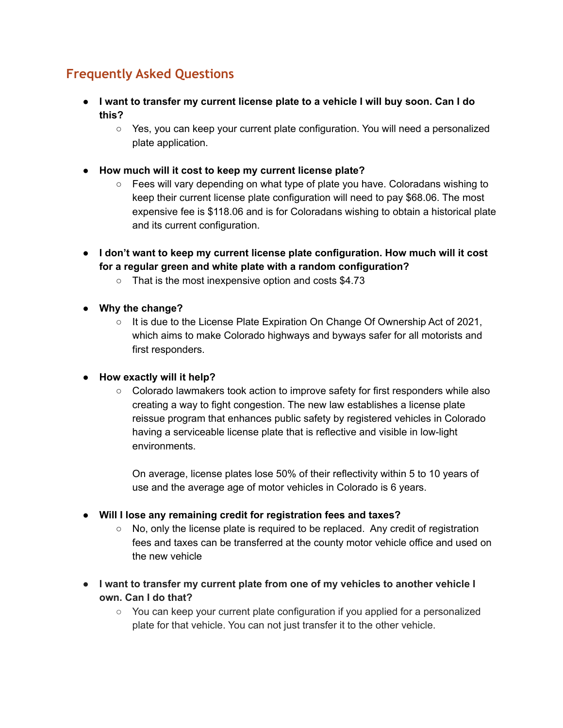## Frequently Asked Questions

- **I want to transfer my current license plate to a vehicle I will buy soon. Can I do this?**
  - Yes, you can keep your current plate configuration. You will need a personalized plate application.

- **How much will it cost to keep my current license plate?**
  - Fees will vary depending on what type of plate you have. Coloradans wishing to keep their current license plate configuration will need to pay $68.06. The most expensive fee is $118.06 and is for Coloradans wishing to obtain a historical plate and its current configuration.

- **I don't want to keep my current license plate configuration. How much will it cost for a regular green and white plate with a random configuration?**
  - That is the most inexpensive option and costs $4.73

- **Why the change?**
  - It is due to the License Plate Expiration On Change Of Ownership Act of 2021, which aims to make Colorado highways and byways safer for all motorists and first responders.

- **How exactly will it help?**
  - Colorado lawmakers took action to improve safety for first responders while also creating a way to fight congestion. The new law establishes a license plate reissue program that enhances public safety by registered vehicles in Colorado having a serviceable license plate that is reflective and visible in low-light environments.

    On average, license plates lose 50% of their reflectivity within 5 to 10 years of use and the average age of motor vehicles in Colorado is 6 years.

- **Will I lose any remaining credit for registration fees and taxes?**
  - No, only the license plate is required to be replaced. Any credit of registration fees and taxes can be transferred at the county motor vehicle office and used on the new vehicle

- **I want to transfer my current plate from one of my vehicles to another vehicle I own. Can I do that?**
  - You can keep your current plate configuration if you applied for a personalized plate for that vehicle. You can not just transfer it to the other vehicle.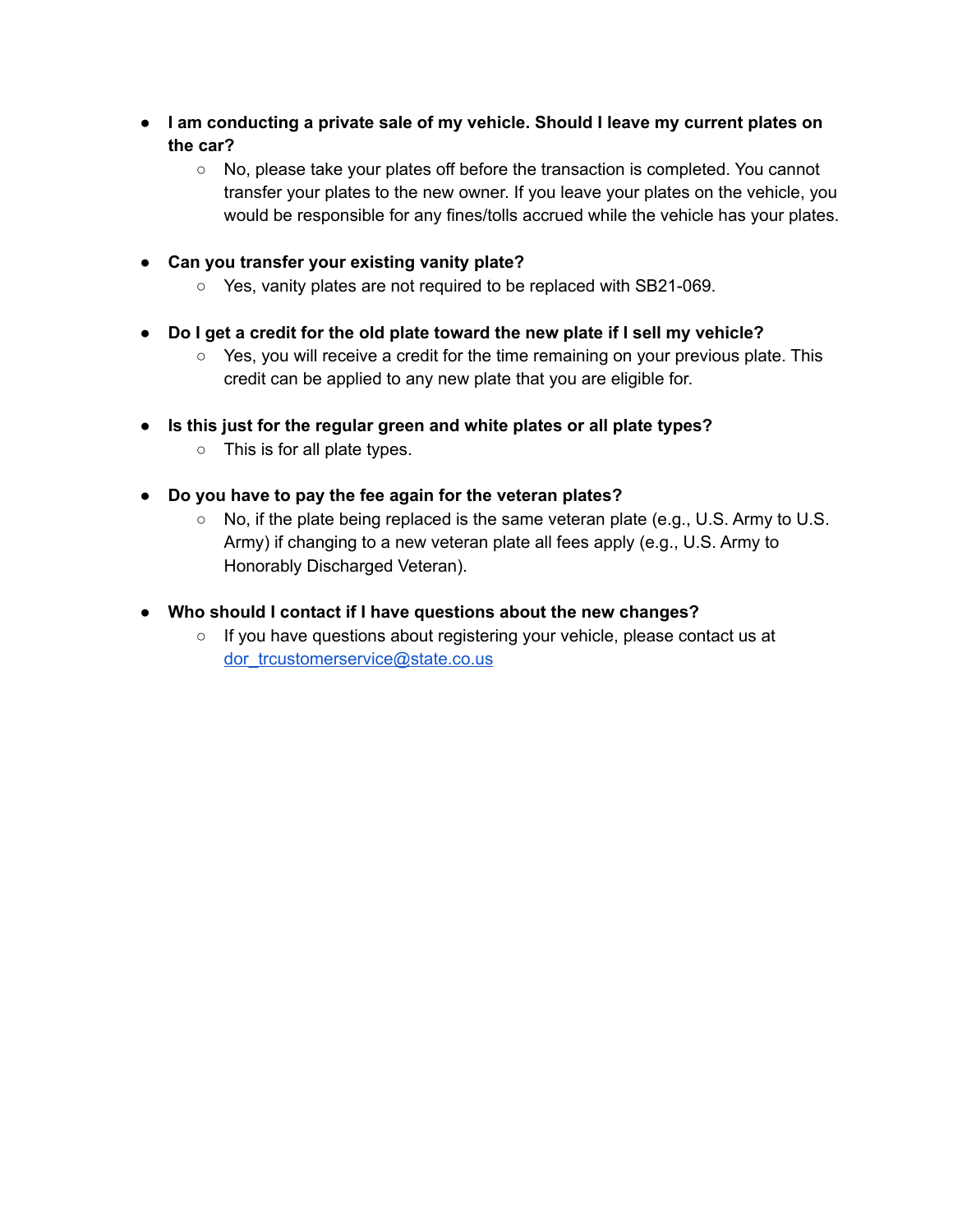- **I am conducting a private sale of my vehicle. Should I leave my current plates on the car?**
  - No, please take your plates off before the transaction is completed. You cannot transfer your plates to the new owner. If you leave your plates on the vehicle, you would be responsible for any fines/tolls accrued while the vehicle has your plates.

- **Can you transfer your existing vanity plate?**
  - Yes, vanity plates are not required to be replaced with SB21-069.

- **Do I get a credit for the old plate toward the new plate if I sell my vehicle?**
  - Yes, you will receive a credit for the time remaining on your previous plate. This credit can be applied to any new plate that you are eligible for.

- **Is this just for the regular green and white plates or all plate types?**
  - This is for all plate types.

- **Do you have to pay the fee again for the veteran plates?**
  - No, if the plate being replaced is the same veteran plate (e.g., U.S. Army to U.S. Army) if changing to a new veteran plate all fees apply (e.g., U.S. Army to Honorably Discharged Veteran).

- **Who should I contact if I have questions about the new changes?**
  - If you have questions about registering your vehicle, please contact us at dor_trcustomerservice@state.co.us